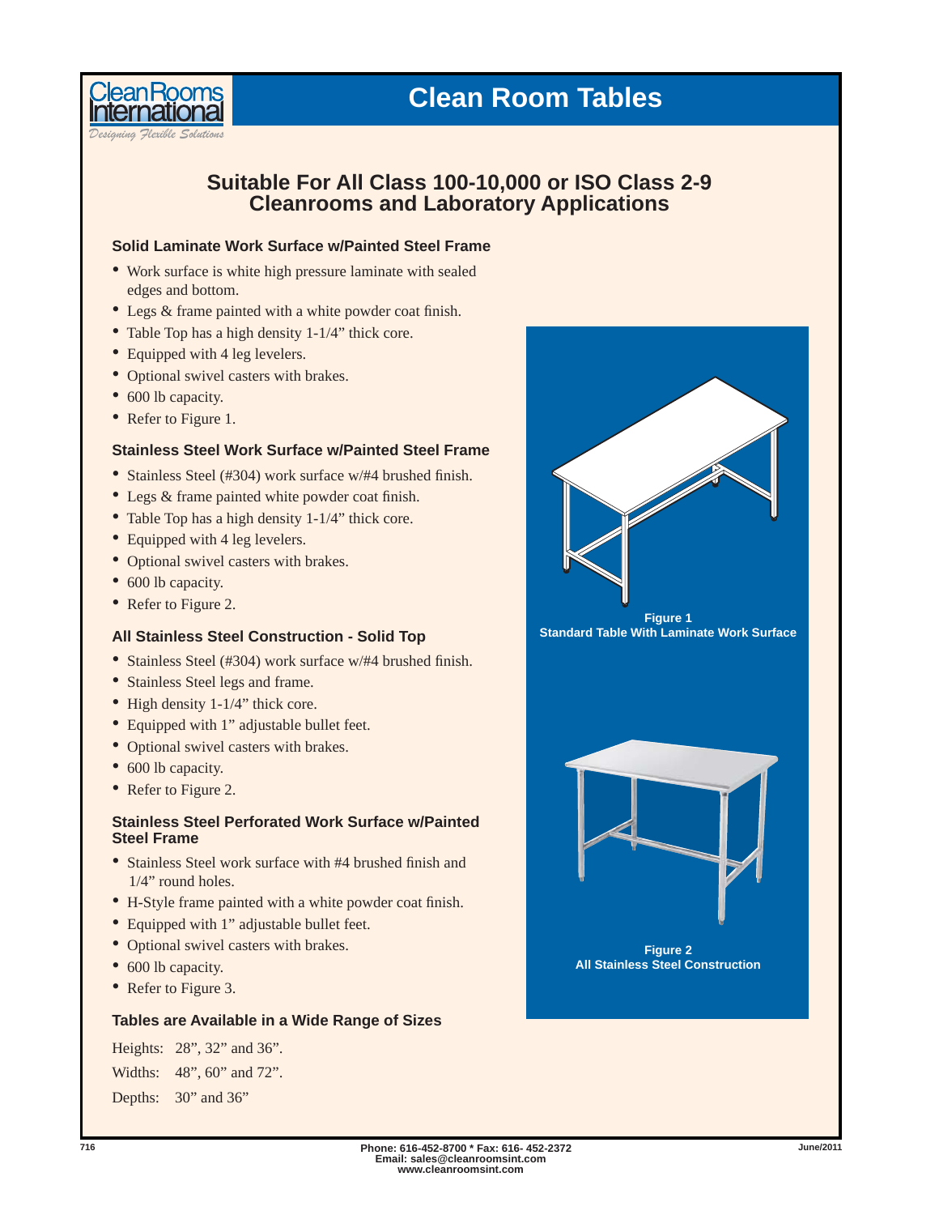Clean Rooms International
*Designing Flexible Solutions*

# Clean Room Tables

## Suitable For All Class 100-10,000 or ISO Class 2-9 Cleanrooms and Laboratory Applications

### Solid Laminate Work Surface w/Painted Steel Frame

- Work surface is white high pressure laminate with sealed edges and bottom.
- Legs & frame painted with a white powder coat finish.
- Table Top has a high density 1-1/4" thick core.
- Equipped with 4 leg levelers.
- Optional swivel casters with brakes.
- 600 lb capacity.
- Refer to Figure 1.

### Stainless Steel Work Surface w/Painted Steel Frame

- Stainless Steel (#304) work surface w/#4 brushed finish.
- Legs & frame painted white powder coat finish.
- Table Top has a high density 1-1/4" thick core.
- Equipped with 4 leg levelers.
- Optional swivel casters with brakes.
- 600 lb capacity.
- Refer to Figure 2.

### All Stainless Steel Construction - Solid Top

- Stainless Steel (#304) work surface w/#4 brushed finish.
- Stainless Steel legs and frame.
- High density 1-1/4" thick core.
- Equipped with 1" adjustable bullet feet.
- Optional swivel casters with brakes.
- 600 lb capacity.
- Refer to Figure 2.

### Stainless Steel Perforated Work Surface w/Painted Steel Frame

- Stainless Steel work surface with #4 brushed finish and 1/4" round holes.
- H-Style frame painted with a white powder coat finish.
- Equipped with 1" adjustable bullet feet.
- Optional swivel casters with brakes.
- 600 lb capacity.
- Refer to Figure 3.

### Tables are Available in a Wide Range of Sizes

Heights: 28", 32" and 36".

Widths: 48", 60" and 72".

Depths: 30" and 36"

**Figure 1**
**Standard Table With Laminate Work Surface**

**Figure 2**
**All Stainless Steel Construction**

Phone: 616-452-8700 * Fax: 616- 452-2372
Email: sales@cleanroomsint.com
www.cleanroomsint.com

June/2011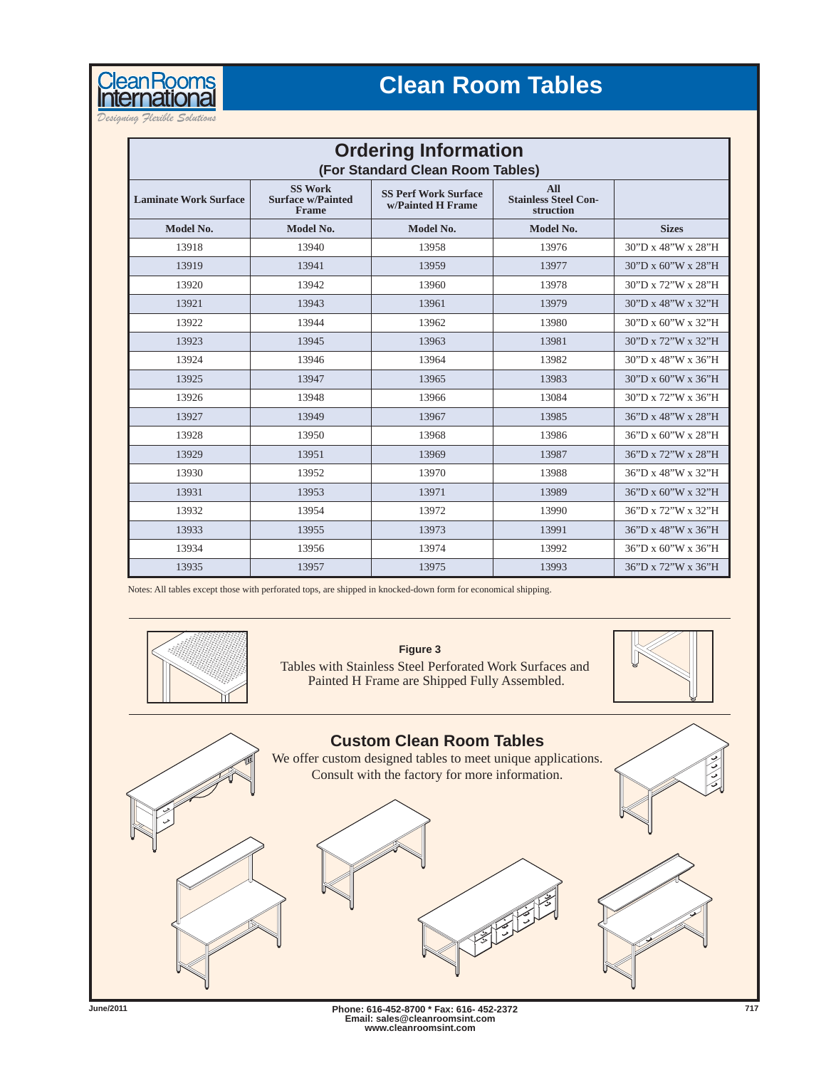# Clean Room Tables

## Ordering Information
### (For Standard Clean Room Tables)

| Laminate Work Surface | SS Work Surface w/Painted Frame | SS Perf Work Surface w/Painted H Frame | All Stainless Steel Construction | |
|---|---|---|---|---|
| **Model No.** | **Model No.** | **Model No.** | **Model No.** | **Sizes** |
| 13918 | 13940 | 13958 | 13976 | 30"D x 48"W x 28"H |
| 13919 | 13941 | 13959 | 13977 | 30"D x 60"W x 28"H |
| 13920 | 13942 | 13960 | 13978 | 30"D x 72"W x 28"H |
| 13921 | 13943 | 13961 | 13979 | 30"D x 48"W x 32"H |
| 13922 | 13944 | 13962 | 13980 | 30"D x 60"W x 32"H |
| 13923 | 13945 | 13963 | 13981 | 30"D x 72"W x 32"H |
| 13924 | 13946 | 13964 | 13982 | 30"D x 48"W x 36"H |
| 13925 | 13947 | 13965 | 13983 | 30"D x 60"W x 36"H |
| 13926 | 13948 | 13966 | 13084 | 30"D x 72"W x 36"H |
| 13927 | 13949 | 13967 | 13985 | 36"D x 48"W x 28"H |
| 13928 | 13950 | 13968 | 13986 | 36"D x 60"W x 28"H |
| 13929 | 13951 | 13969 | 13987 | 36"D x 72"W x 28"H |
| 13930 | 13952 | 13970 | 13988 | 36"D x 48"W x 32"H |
| 13931 | 13953 | 13971 | 13989 | 36"D x 60"W x 32"H |
| 13932 | 13954 | 13972 | 13990 | 36"D x 72"W x 32"H |
| 13933 | 13955 | 13973 | 13991 | 36"D x 48"W x 36"H |
| 13934 | 13956 | 13974 | 13992 | 36"D x 60"W x 36"H |
| 13935 | 13957 | 13975 | 13993 | 36"D x 72"W x 36"H |

Notes: All tables except those with perforated tops, are shipped in knocked-down form for economical shipping.

**Figure 3**

Tables with Stainless Steel Perforated Work Surfaces and Painted H Frame are Shipped Fully Assembled.

## Custom Clean Room Tables

We offer custom designed tables to meet unique applications. Consult with the factory for more information.

June/2011

Phone: 616-452-8700 * Fax: 616- 452-2372
Email: sales@cleanroomsint.com
www.cleanroomsint.com